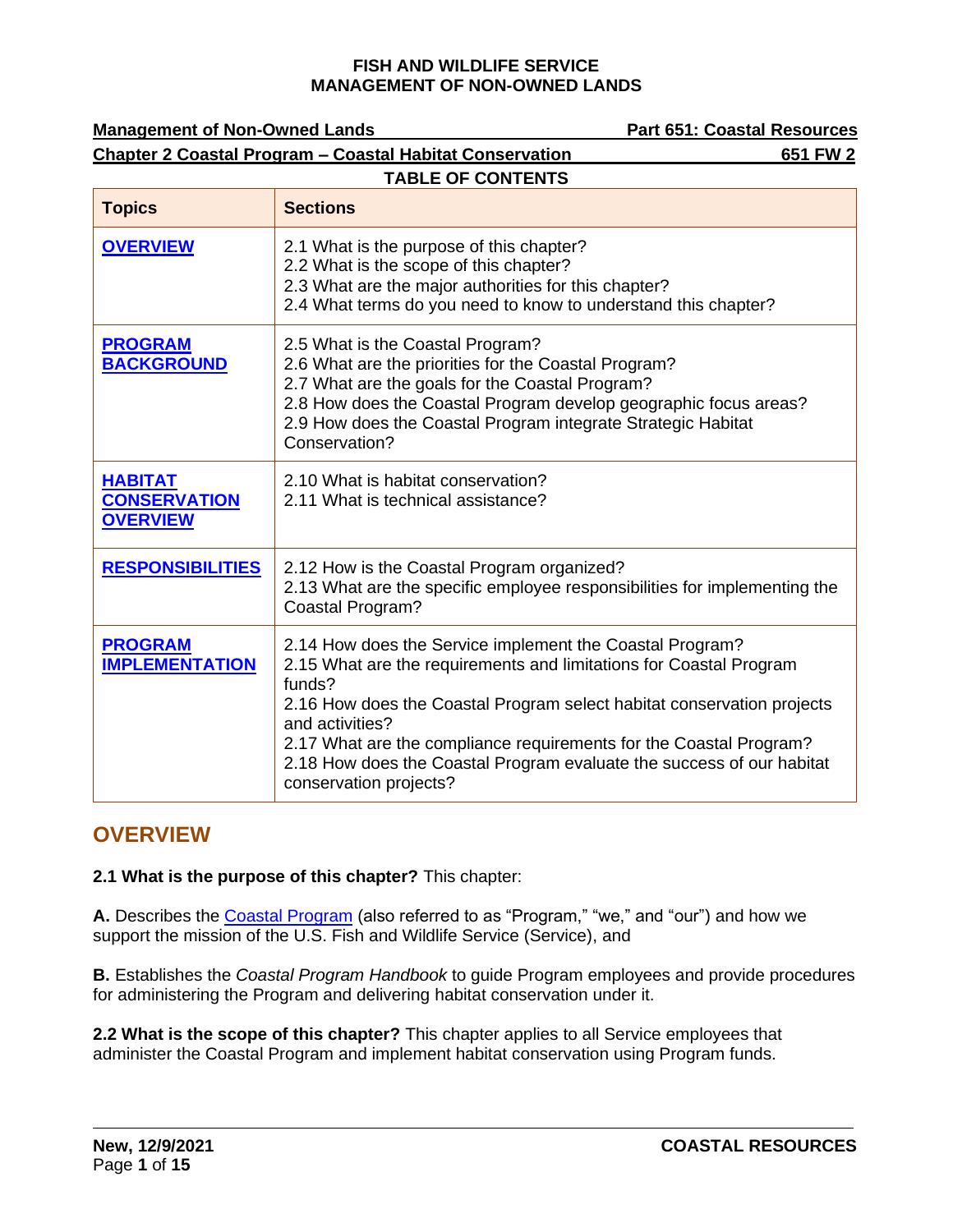**FISH AND WILDLIFE SERVICE**
**MANAGEMENT OF NON-OWNED LANDS**

**Management of Non-Owned Lands** **Part 651: Coastal Resources**

**Chapter 2 Coastal Program – Coastal Habitat Conservation** **651 FW 2**

**TABLE OF CONTENTS**

| Topics | Sections |
|---|---|
| OVERVIEW | 2.1 What is the purpose of this chapter?<br>2.2 What is the scope of this chapter?<br>2.3 What are the major authorities for this chapter?<br>2.4 What terms do you need to know to understand this chapter? |
| PROGRAM BACKGROUND | 2.5 What is the Coastal Program?<br>2.6 What are the priorities for the Coastal Program?<br>2.7 What are the goals for the Coastal Program?<br>2.8 How does the Coastal Program develop geographic focus areas?<br>2.9 How does the Coastal Program integrate Strategic Habitat Conservation? |
| HABITAT CONSERVATION OVERVIEW | 2.10 What is habitat conservation?<br>2.11 What is technical assistance? |
| RESPONSIBILITIES | 2.12 How is the Coastal Program organized?<br>2.13 What are the specific employee responsibilities for implementing the Coastal Program? |
| PROGRAM IMPLEMENTATION | 2.14 How does the Service implement the Coastal Program?<br>2.15 What are the requirements and limitations for Coastal Program funds?<br>2.16 How does the Coastal Program select habitat conservation projects and activities?<br>2.17 What are the compliance requirements for the Coastal Program?<br>2.18 How does the Coastal Program evaluate the success of our habitat conservation projects? |

## OVERVIEW

**2.1 What is the purpose of this chapter?** This chapter:

**A.** Describes the Coastal Program (also referred to as "Program," "we," and "our") and how we support the mission of the U.S. Fish and Wildlife Service (Service), and

**B.** Establishes the *Coastal Program Handbook* to guide Program employees and provide procedures for administering the Program and delivering habitat conservation under it.

**2.2 What is the scope of this chapter?** This chapter applies to all Service employees that administer the Coastal Program and implement habitat conservation using Program funds.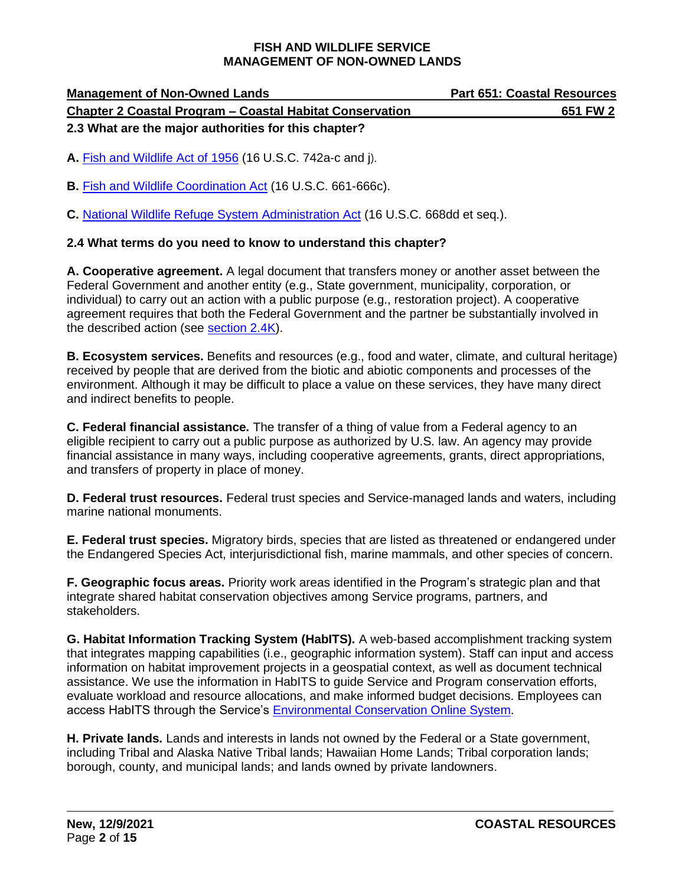**2.3 What are the major authorities for this chapter?**

**A.** Fish and Wildlife Act of 1956 (16 U.S.C. 742a-c and j).

**B.** Fish and Wildlife Coordination Act (16 U.S.C. 661-666c).

**C.** National Wildlife Refuge System Administration Act (16 U.S.C. 668dd et seq.).

**2.4 What terms do you need to know to understand this chapter?**

**A. Cooperative agreement.** A legal document that transfers money or another asset between the Federal Government and another entity (e.g., State government, municipality, corporation, or individual) to carry out an action with a public purpose (e.g., restoration project). A cooperative agreement requires that both the Federal Government and the partner be substantially involved in the described action (see section 2.4K).

**B. Ecosystem services.** Benefits and resources (e.g., food and water, climate, and cultural heritage) received by people that are derived from the biotic and abiotic components and processes of the environment. Although it may be difficult to place a value on these services, they have many direct and indirect benefits to people.

**C. Federal financial assistance.** The transfer of a thing of value from a Federal agency to an eligible recipient to carry out a public purpose as authorized by U.S. law. An agency may provide financial assistance in many ways, including cooperative agreements, grants, direct appropriations, and transfers of property in place of money.

**D. Federal trust resources.** Federal trust species and Service-managed lands and waters, including marine national monuments.

**E. Federal trust species.** Migratory birds, species that are listed as threatened or endangered under the Endangered Species Act, interjurisdictional fish, marine mammals, and other species of concern.

**F. Geographic focus areas.** Priority work areas identified in the Program's strategic plan and that integrate shared habitat conservation objectives among Service programs, partners, and stakeholders.

**G. Habitat Information Tracking System (HabITS).** A web-based accomplishment tracking system that integrates mapping capabilities (i.e., geographic information system). Staff can input and access information on habitat improvement projects in a geospatial context, as well as document technical assistance. We use the information in HabITS to guide Service and Program conservation efforts, evaluate workload and resource allocations, and make informed budget decisions. Employees can access HabITS through the Service's Environmental Conservation Online System.

**H. Private lands.** Lands and interests in lands not owned by the Federal or a State government, including Tribal and Alaska Native Tribal lands; Hawaiian Home Lands; Tribal corporation lands; borough, county, and municipal lands; and lands owned by private landowners.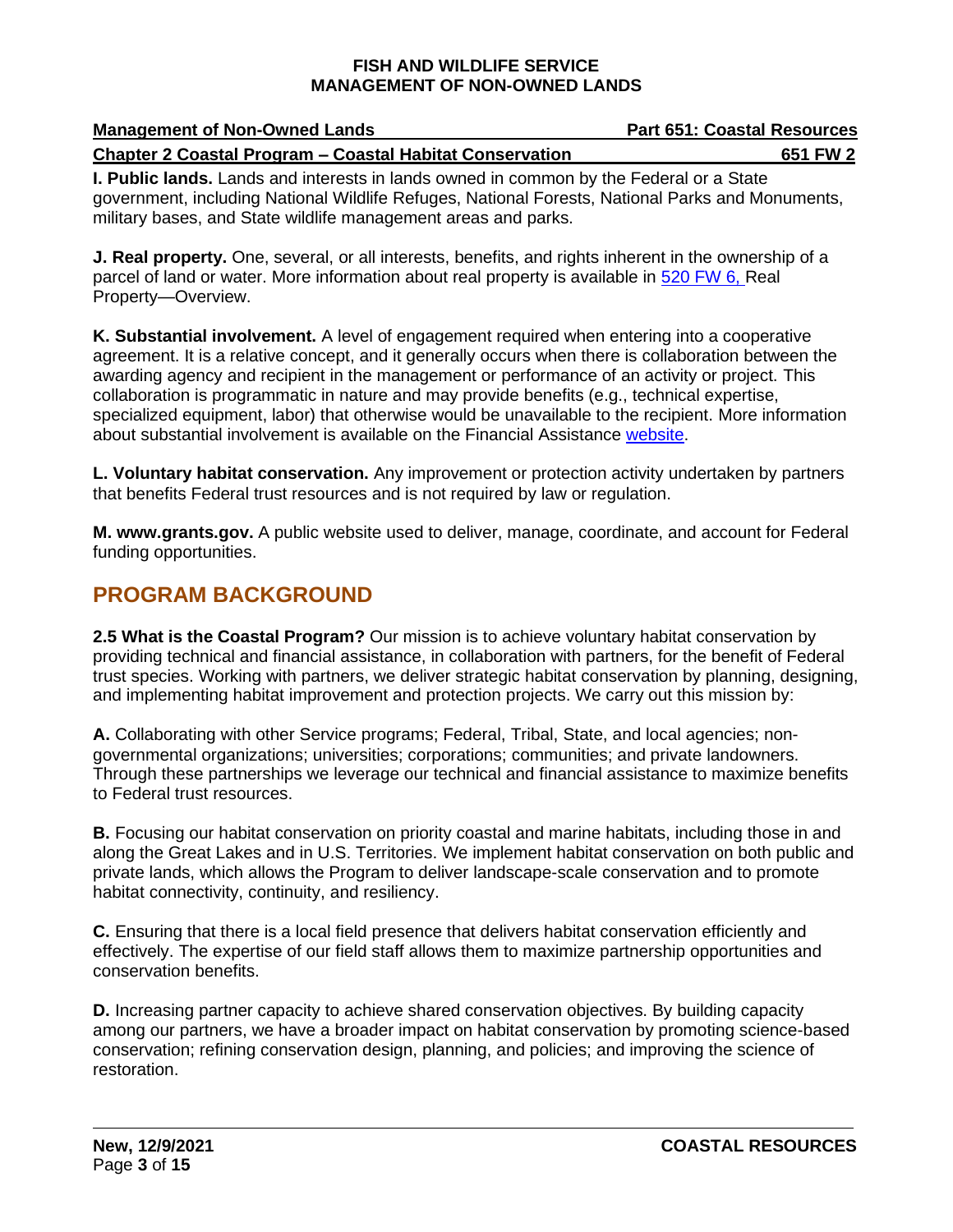**I. Public lands.** Lands and interests in lands owned in common by the Federal or a State government, including National Wildlife Refuges, National Forests, National Parks and Monuments, military bases, and State wildlife management areas and parks.

**J. Real property.** One, several, or all interests, benefits, and rights inherent in the ownership of a parcel of land or water. More information about real property is available in 520 FW 6, Real Property—Overview.

**K. Substantial involvement.** A level of engagement required when entering into a cooperative agreement. It is a relative concept, and it generally occurs when there is collaboration between the awarding agency and recipient in the management or performance of an activity or project. This collaboration is programmatic in nature and may provide benefits (e.g., technical expertise, specialized equipment, labor) that otherwise would be unavailable to the recipient. More information about substantial involvement is available on the Financial Assistance website.

**L. Voluntary habitat conservation.** Any improvement or protection activity undertaken by partners that benefits Federal trust resources and is not required by law or regulation.

**M. www.grants.gov.** A public website used to deliver, manage, coordinate, and account for Federal funding opportunities.

## PROGRAM BACKGROUND

**2.5 What is the Coastal Program?** Our mission is to achieve voluntary habitat conservation by providing technical and financial assistance, in collaboration with partners, for the benefit of Federal trust species. Working with partners, we deliver strategic habitat conservation by planning, designing, and implementing habitat improvement and protection projects. We carry out this mission by:

**A.** Collaborating with other Service programs; Federal, Tribal, State, and local agencies; non-governmental organizations; universities; corporations; communities; and private landowners. Through these partnerships we leverage our technical and financial assistance to maximize benefits to Federal trust resources.

**B.** Focusing our habitat conservation on priority coastal and marine habitats, including those in and along the Great Lakes and in U.S. Territories. We implement habitat conservation on both public and private lands, which allows the Program to deliver landscape-scale conservation and to promote habitat connectivity, continuity, and resiliency.

**C.** Ensuring that there is a local field presence that delivers habitat conservation efficiently and effectively. The expertise of our field staff allows them to maximize partnership opportunities and conservation benefits.

**D.** Increasing partner capacity to achieve shared conservation objectives. By building capacity among our partners, we have a broader impact on habitat conservation by promoting science-based conservation; refining conservation design, planning, and policies; and improving the science of restoration.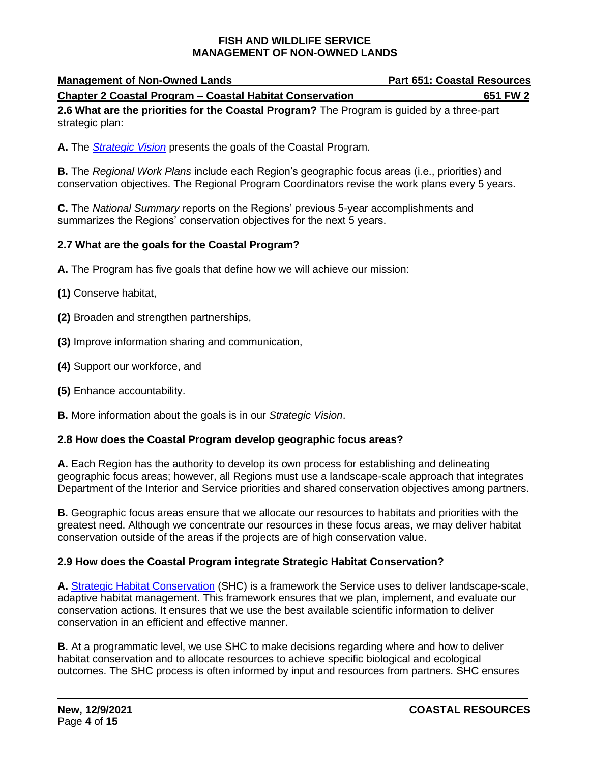**2.6 What are the priorities for the Coastal Program?** The Program is guided by a three-part strategic plan:

**A.** The *Strategic Vision* presents the goals of the Coastal Program.

**B.** The *Regional Work Plans* include each Region's geographic focus areas (i.e., priorities) and conservation objectives. The Regional Program Coordinators revise the work plans every 5 years.

**C.** The *National Summary* reports on the Regions' previous 5-year accomplishments and summarizes the Regions' conservation objectives for the next 5 years.

**2.7 What are the goals for the Coastal Program?**

**A.** The Program has five goals that define how we will achieve our mission:

**(1)** Conserve habitat,

**(2)** Broaden and strengthen partnerships,

**(3)** Improve information sharing and communication,

**(4)** Support our workforce, and

**(5)** Enhance accountability.

**B.** More information about the goals is in our *Strategic Vision*.

**2.8 How does the Coastal Program develop geographic focus areas?**

**A.** Each Region has the authority to develop its own process for establishing and delineating geographic focus areas; however, all Regions must use a landscape-scale approach that integrates Department of the Interior and Service priorities and shared conservation objectives among partners.

**B.** Geographic focus areas ensure that we allocate our resources to habitats and priorities with the greatest need. Although we concentrate our resources in these focus areas, we may deliver habitat conservation outside of the areas if the projects are of high conservation value.

**2.9 How does the Coastal Program integrate Strategic Habitat Conservation?**

**A.** Strategic Habitat Conservation (SHC) is a framework the Service uses to deliver landscape-scale, adaptive habitat management. This framework ensures that we plan, implement, and evaluate our conservation actions. It ensures that we use the best available scientific information to deliver conservation in an efficient and effective manner.

**B.** At a programmatic level, we use SHC to make decisions regarding where and how to deliver habitat conservation and to allocate resources to achieve specific biological and ecological outcomes. The SHC process is often informed by input and resources from partners. SHC ensures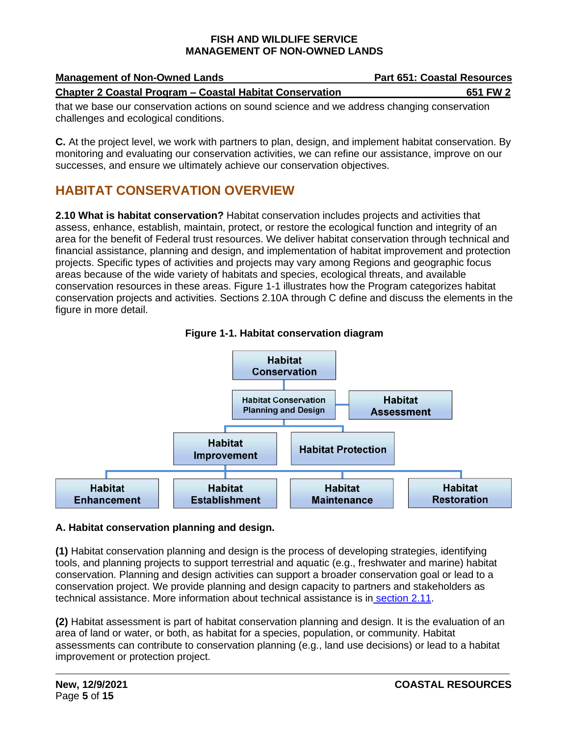that we base our conservation actions on sound science and we address changing conservation challenges and ecological conditions.

**C.** At the project level, we work with partners to plan, design, and implement habitat conservation. By monitoring and evaluating our conservation activities, we can refine our assistance, improve on our successes, and ensure we ultimately achieve our conservation objectives.

## HABITAT CONSERVATION OVERVIEW

**2.10 What is habitat conservation?** Habitat conservation includes projects and activities that assess, enhance, establish, maintain, protect, or restore the ecological function and integrity of an area for the benefit of Federal trust resources. We deliver habitat conservation through technical and financial assistance, planning and design, and implementation of habitat improvement and protection projects. Specific types of activities and projects may vary among Regions and geographic focus areas because of the wide variety of habitats and species, ecological threats, and available conservation resources in these areas. Figure 1-1 illustrates how the Program categorizes habitat conservation projects and activities. Sections 2.10A through C define and discuss the elements in the figure in more detail.

**Figure 1-1. Habitat conservation diagram**

- Habitat Conservation
  - Habitat Conservation Planning and Design — Habitat Assessment
    - Habitat Improvement
      - Habitat Enhancement
      - Habitat Establishment
      - Habitat Maintenance
      - Habitat Restoration
    - Habitat Protection

**A. Habitat conservation planning and design.**

**(1)** Habitat conservation planning and design is the process of developing strategies, identifying tools, and planning projects to support terrestrial and aquatic (e.g., freshwater and marine) habitat conservation. Planning and design activities can support a broader conservation goal or lead to a conservation project. We provide planning and design capacity to partners and stakeholders as technical assistance. More information about technical assistance is in section 2.11.

**(2)** Habitat assessment is part of habitat conservation planning and design. It is the evaluation of an area of land or water, or both, as habitat for a species, population, or community. Habitat assessments can contribute to conservation planning (e.g., land use decisions) or lead to a habitat improvement or protection project.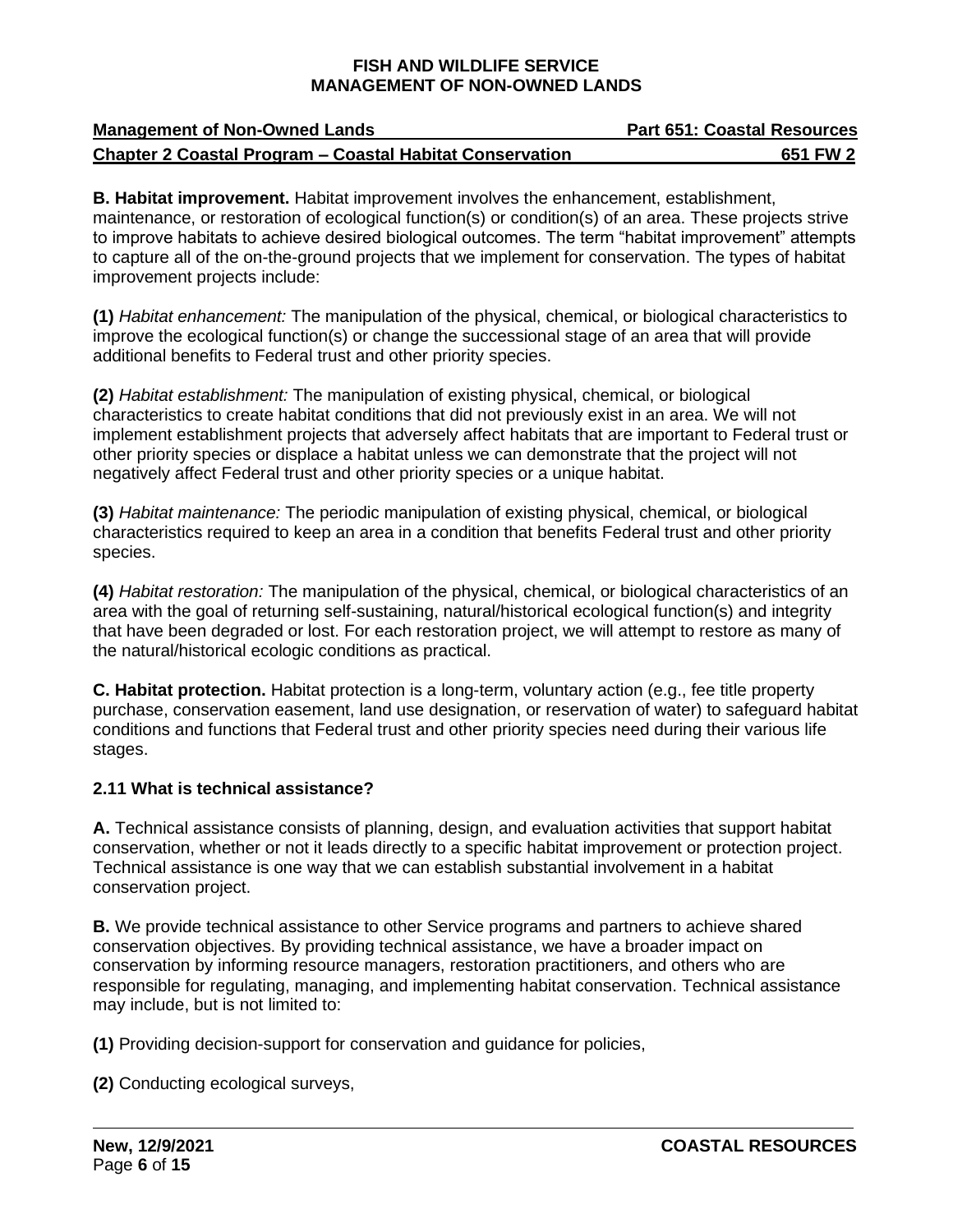**B. Habitat improvement.** Habitat improvement involves the enhancement, establishment, maintenance, or restoration of ecological function(s) or condition(s) of an area. These projects strive to improve habitats to achieve desired biological outcomes. The term "habitat improvement" attempts to capture all of the on-the-ground projects that we implement for conservation. The types of habitat improvement projects include:

**(1)** *Habitat enhancement:* The manipulation of the physical, chemical, or biological characteristics to improve the ecological function(s) or change the successional stage of an area that will provide additional benefits to Federal trust and other priority species.

**(2)** *Habitat establishment:* The manipulation of existing physical, chemical, or biological characteristics to create habitat conditions that did not previously exist in an area. We will not implement establishment projects that adversely affect habitats that are important to Federal trust or other priority species or displace a habitat unless we can demonstrate that the project will not negatively affect Federal trust and other priority species or a unique habitat.

**(3)** *Habitat maintenance:* The periodic manipulation of existing physical, chemical, or biological characteristics required to keep an area in a condition that benefits Federal trust and other priority species.

**(4)** *Habitat restoration:* The manipulation of the physical, chemical, or biological characteristics of an area with the goal of returning self-sustaining, natural/historical ecological function(s) and integrity that have been degraded or lost. For each restoration project, we will attempt to restore as many of the natural/historical ecologic conditions as practical.

**C. Habitat protection.** Habitat protection is a long-term, voluntary action (e.g., fee title property purchase, conservation easement, land use designation, or reservation of water) to safeguard habitat conditions and functions that Federal trust and other priority species need during their various life stages.

### 2.11 What is technical assistance?

**A.** Technical assistance consists of planning, design, and evaluation activities that support habitat conservation, whether or not it leads directly to a specific habitat improvement or protection project. Technical assistance is one way that we can establish substantial involvement in a habitat conservation project.

**B.** We provide technical assistance to other Service programs and partners to achieve shared conservation objectives. By providing technical assistance, we have a broader impact on conservation by informing resource managers, restoration practitioners, and others who are responsible for regulating, managing, and implementing habitat conservation. Technical assistance may include, but is not limited to:

**(1)** Providing decision-support for conservation and guidance for policies,

**(2)** Conducting ecological surveys,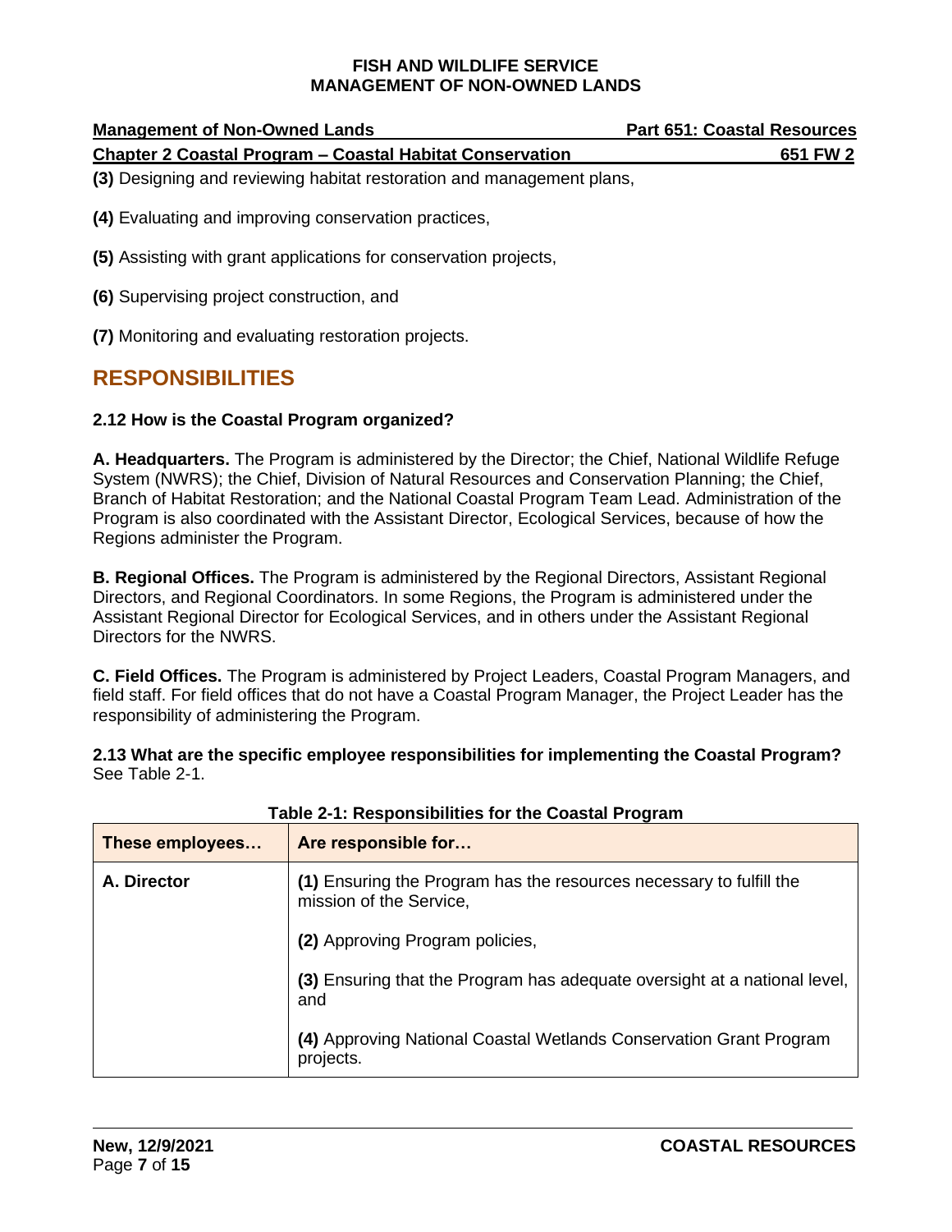**(3)** Designing and reviewing habitat restoration and management plans,

**(4)** Evaluating and improving conservation practices,

**(5)** Assisting with grant applications for conservation projects,

**(6)** Supervising project construction, and

**(7)** Monitoring and evaluating restoration projects.

## RESPONSIBILITIES

### 2.12 How is the Coastal Program organized?

**A. Headquarters.** The Program is administered by the Director; the Chief, National Wildlife Refuge System (NWRS); the Chief, Division of Natural Resources and Conservation Planning; the Chief, Branch of Habitat Restoration; and the National Coastal Program Team Lead. Administration of the Program is also coordinated with the Assistant Director, Ecological Services, because of how the Regions administer the Program.

**B. Regional Offices.** The Program is administered by the Regional Directors, Assistant Regional Directors, and Regional Coordinators. In some Regions, the Program is administered under the Assistant Regional Director for Ecological Services, and in others under the Assistant Regional Directors for the NWRS.

**C. Field Offices.** The Program is administered by Project Leaders, Coastal Program Managers, and field staff. For field offices that do not have a Coastal Program Manager, the Project Leader has the responsibility of administering the Program.

**2.13 What are the specific employee responsibilities for implementing the Coastal Program?** See Table 2-1.

**Table 2-1: Responsibilities for the Coastal Program**

| These employees… | Are responsible for… |
|---|---|
| **A. Director** | **(1)** Ensuring the Program has the resources necessary to fulfill the mission of the Service,<br><br>**(2)** Approving Program policies,<br><br>**(3)** Ensuring that the Program has adequate oversight at a national level, and<br><br>**(4)** Approving National Coastal Wetlands Conservation Grant Program projects. |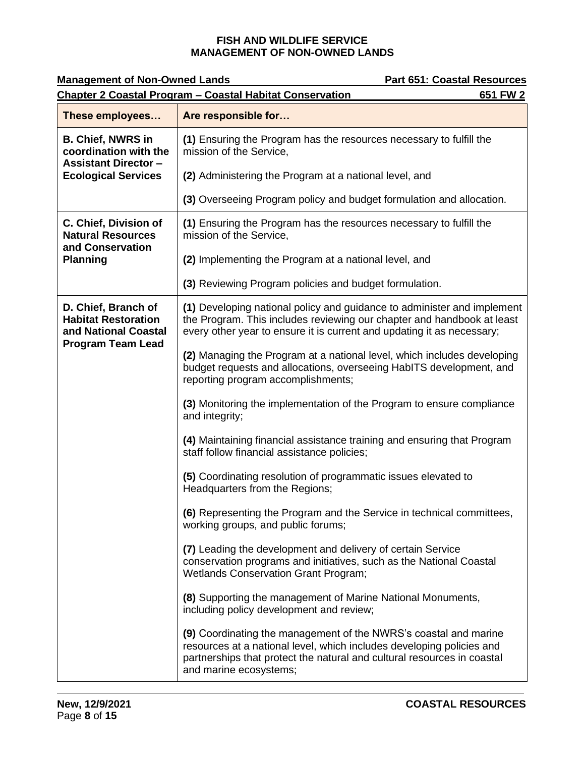| These employees… | Are responsible for… |
|---|---|
| **B. Chief, NWRS in coordination with the Assistant Director – Ecological Services** | **(1)** Ensuring the Program has the resources necessary to fulfill the mission of the Service,<br><br>**(2)** Administering the Program at a national level, and<br><br>**(3)** Overseeing Program policy and budget formulation and allocation. |
| **C. Chief, Division of Natural Resources and Conservation Planning** | **(1)** Ensuring the Program has the resources necessary to fulfill the mission of the Service,<br><br>**(2)** Implementing the Program at a national level, and<br><br>**(3)** Reviewing Program policies and budget formulation. |
| **D. Chief, Branch of Habitat Restoration and National Coastal Program Team Lead** | **(1)** Developing national policy and guidance to administer and implement the Program. This includes reviewing our chapter and handbook at least every other year to ensure it is current and updating it as necessary;<br><br>**(2)** Managing the Program at a national level, which includes developing budget requests and allocations, overseeing HabITS development, and reporting program accomplishments;<br><br>**(3)** Monitoring the implementation of the Program to ensure compliance and integrity;<br><br>**(4)** Maintaining financial assistance training and ensuring that Program staff follow financial assistance policies;<br><br>**(5)** Coordinating resolution of programmatic issues elevated to Headquarters from the Regions;<br><br>**(6)** Representing the Program and the Service in technical committees, working groups, and public forums;<br><br>**(7)** Leading the development and delivery of certain Service conservation programs and initiatives, such as the National Coastal Wetlands Conservation Grant Program;<br><br>**(8)** Supporting the management of Marine National Monuments, including policy development and review;<br><br>**(9)** Coordinating the management of the NWRS's coastal and marine resources at a national level, which includes developing policies and partnerships that protect the natural and cultural resources in coastal and marine ecosystems; |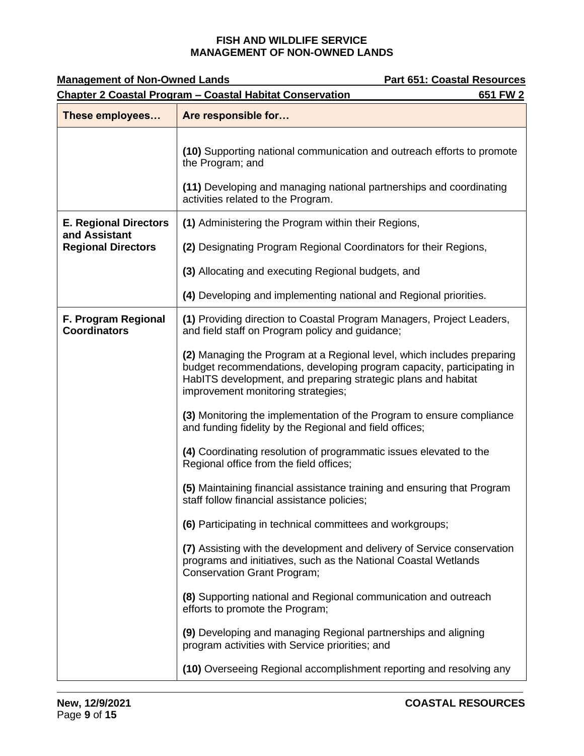| These employees… | Are responsible for… |
|---|---|
| | **(10)** Supporting national communication and outreach efforts to promote the Program; and<br><br>**(11)** Developing and managing national partnerships and coordinating activities related to the Program. |
| **E. Regional Directors and Assistant Regional Directors** | **(1)** Administering the Program within their Regions,<br><br>**(2)** Designating Program Regional Coordinators for their Regions,<br><br>**(3)** Allocating and executing Regional budgets, and<br><br>**(4)** Developing and implementing national and Regional priorities. |
| **F. Program Regional Coordinators** | **(1)** Providing direction to Coastal Program Managers, Project Leaders, and field staff on Program policy and guidance;<br><br>**(2)** Managing the Program at a Regional level, which includes preparing budget recommendations, developing program capacity, participating in HabITS development, and preparing strategic plans and habitat improvement monitoring strategies;<br><br>**(3)** Monitoring the implementation of the Program to ensure compliance and funding fidelity by the Regional and field offices;<br><br>**(4)** Coordinating resolution of programmatic issues elevated to the Regional office from the field offices;<br><br>**(5)** Maintaining financial assistance training and ensuring that Program staff follow financial assistance policies;<br><br>**(6)** Participating in technical committees and workgroups;<br><br>**(7)** Assisting with the development and delivery of Service conservation programs and initiatives, such as the National Coastal Wetlands Conservation Grant Program;<br><br>**(8)** Supporting national and Regional communication and outreach efforts to promote the Program;<br><br>**(9)** Developing and managing Regional partnerships and aligning program activities with Service priorities; and<br><br>**(10)** Overseeing Regional accomplishment reporting and resolving any |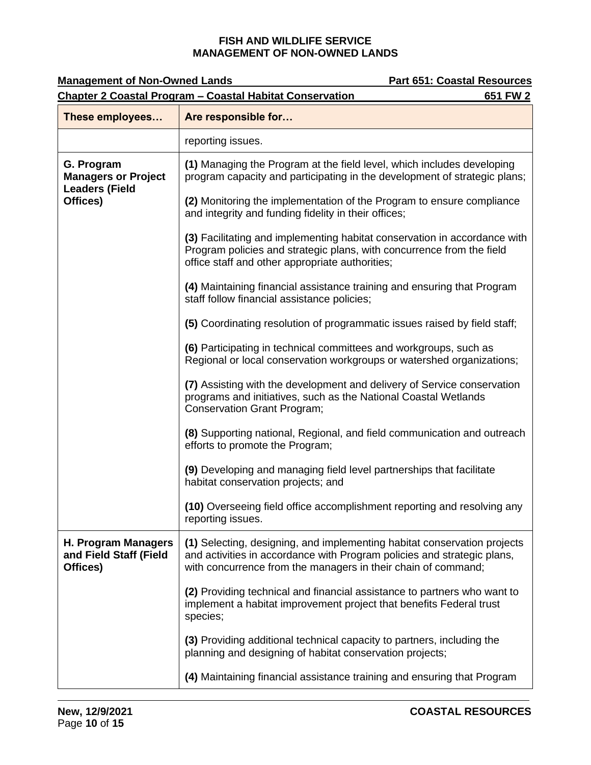| These employees… | Are responsible for… |
|---|---|
| | reporting issues. |
| **G. Program Managers or Project Leaders (Field Offices)** | **(1)** Managing the Program at the field level, which includes developing program capacity and participating in the development of strategic plans;<br><br>**(2)** Monitoring the implementation of the Program to ensure compliance and integrity and funding fidelity in their offices;<br><br>**(3)** Facilitating and implementing habitat conservation in accordance with Program policies and strategic plans, with concurrence from the field office staff and other appropriate authorities;<br><br>**(4)** Maintaining financial assistance training and ensuring that Program staff follow financial assistance policies;<br><br>**(5)** Coordinating resolution of programmatic issues raised by field staff;<br><br>**(6)** Participating in technical committees and workgroups, such as Regional or local conservation workgroups or watershed organizations;<br><br>**(7)** Assisting with the development and delivery of Service conservation programs and initiatives, such as the National Coastal Wetlands Conservation Grant Program;<br><br>**(8)** Supporting national, Regional, and field communication and outreach efforts to promote the Program;<br><br>**(9)** Developing and managing field level partnerships that facilitate habitat conservation projects; and<br><br>**(10)** Overseeing field office accomplishment reporting and resolving any reporting issues. |
| **H. Program Managers and Field Staff (Field Offices)** | **(1)** Selecting, designing, and implementing habitat conservation projects and activities in accordance with Program policies and strategic plans, with concurrence from the managers in their chain of command;<br><br>**(2)** Providing technical and financial assistance to partners who want to implement a habitat improvement project that benefits Federal trust species;<br><br>**(3)** Providing additional technical capacity to partners, including the planning and designing of habitat conservation projects;<br><br>**(4)** Maintaining financial assistance training and ensuring that Program |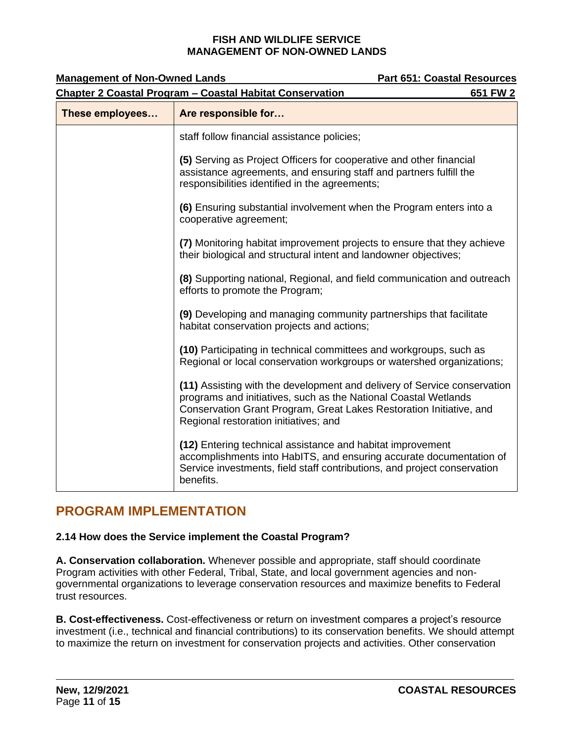| These employees… | Are responsible for… |
| --- | --- |
| | staff follow financial assistance policies; |
| | **(5)** Serving as Project Officers for cooperative and other financial assistance agreements, and ensuring staff and partners fulfill the responsibilities identified in the agreements; |
| | **(6)** Ensuring substantial involvement when the Program enters into a cooperative agreement; |
| | **(7)** Monitoring habitat improvement projects to ensure that they achieve their biological and structural intent and landowner objectives; |
| | **(8)** Supporting national, Regional, and field communication and outreach efforts to promote the Program; |
| | **(9)** Developing and managing community partnerships that facilitate habitat conservation projects and actions; |
| | **(10)** Participating in technical committees and workgroups, such as Regional or local conservation workgroups or watershed organizations; |
| | **(11)** Assisting with the development and delivery of Service conservation programs and initiatives, such as the National Coastal Wetlands Conservation Grant Program, Great Lakes Restoration Initiative, and Regional restoration initiatives; and |
| | **(12)** Entering technical assistance and habitat improvement accomplishments into HabITS, and ensuring accurate documentation of Service investments, field staff contributions, and project conservation benefits. |

## PROGRAM IMPLEMENTATION

### 2.14 How does the Service implement the Coastal Program?

**A. Conservation collaboration.** Whenever possible and appropriate, staff should coordinate Program activities with other Federal, Tribal, State, and local government agencies and non-governmental organizations to leverage conservation resources and maximize benefits to Federal trust resources.

**B. Cost-effectiveness.** Cost-effectiveness or return on investment compares a project's resource investment (i.e., technical and financial contributions) to its conservation benefits. We should attempt to maximize the return on investment for conservation projects and activities. Other conservation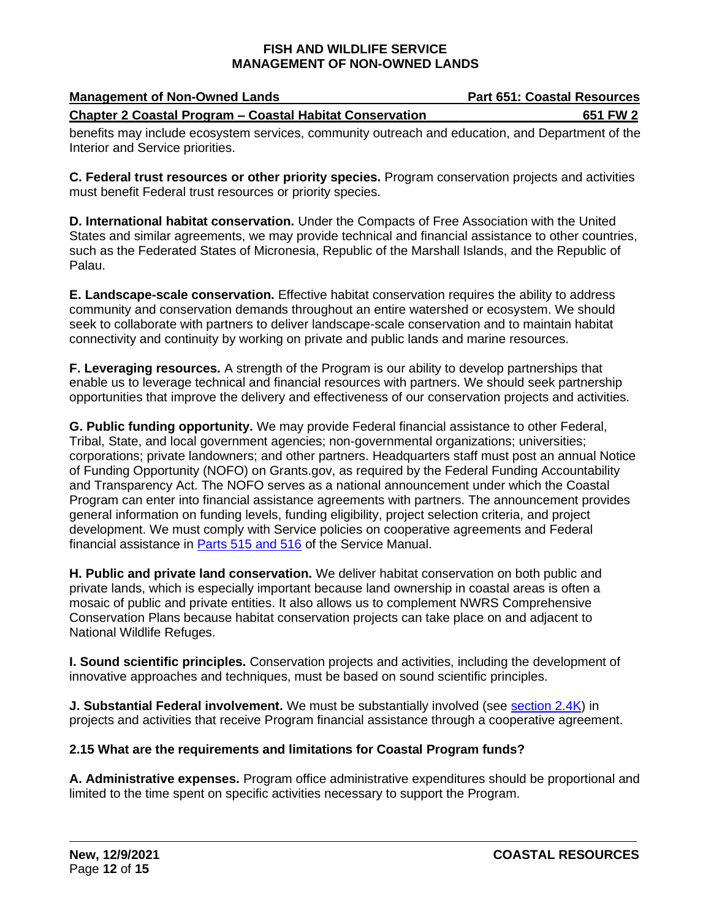benefits may include ecosystem services, community outreach and education, and Department of the Interior and Service priorities.

**C. Federal trust resources or other priority species.** Program conservation projects and activities must benefit Federal trust resources or priority species.

**D. International habitat conservation.** Under the Compacts of Free Association with the United States and similar agreements, we may provide technical and financial assistance to other countries, such as the Federated States of Micronesia, Republic of the Marshall Islands, and the Republic of Palau.

**E. Landscape-scale conservation.** Effective habitat conservation requires the ability to address community and conservation demands throughout an entire watershed or ecosystem. We should seek to collaborate with partners to deliver landscape-scale conservation and to maintain habitat connectivity and continuity by working on private and public lands and marine resources.

**F. Leveraging resources.** A strength of the Program is our ability to develop partnerships that enable us to leverage technical and financial resources with partners. We should seek partnership opportunities that improve the delivery and effectiveness of our conservation projects and activities.

**G. Public funding opportunity.** We may provide Federal financial assistance to other Federal, Tribal, State, and local government agencies; non-governmental organizations; universities; corporations; private landowners; and other partners. Headquarters staff must post an annual Notice of Funding Opportunity (NOFO) on Grants.gov, as required by the Federal Funding Accountability and Transparency Act. The NOFO serves as a national announcement under which the Coastal Program can enter into financial assistance agreements with partners. The announcement provides general information on funding levels, funding eligibility, project selection criteria, and project development. We must comply with Service policies on cooperative agreements and Federal financial assistance in Parts 515 and 516 of the Service Manual.

**H. Public and private land conservation.** We deliver habitat conservation on both public and private lands, which is especially important because land ownership in coastal areas is often a mosaic of public and private entities. It also allows us to complement NWRS Comprehensive Conservation Plans because habitat conservation projects can take place on and adjacent to National Wildlife Refuges.

**I. Sound scientific principles.** Conservation projects and activities, including the development of innovative approaches and techniques, must be based on sound scientific principles.

**J. Substantial Federal involvement.** We must be substantially involved (see section 2.4K) in projects and activities that receive Program financial assistance through a cooperative agreement.

### 2.15 What are the requirements and limitations for Coastal Program funds?

**A. Administrative expenses.** Program office administrative expenditures should be proportional and limited to the time spent on specific activities necessary to support the Program.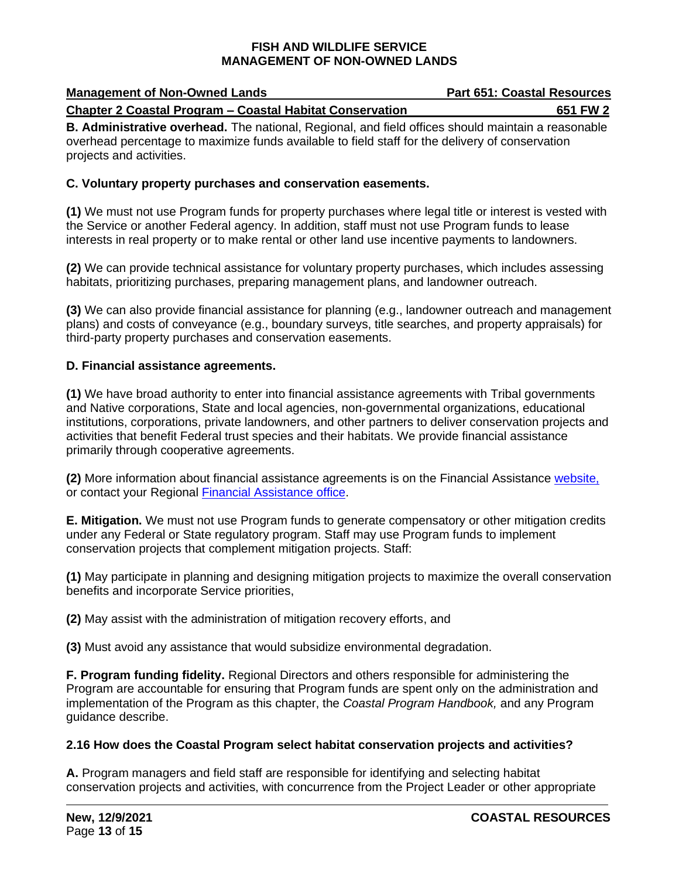**B. Administrative overhead.** The national, Regional, and field offices should maintain a reasonable overhead percentage to maximize funds available to field staff for the delivery of conservation projects and activities.

**C. Voluntary property purchases and conservation easements.**

**(1)** We must not use Program funds for property purchases where legal title or interest is vested with the Service or another Federal agency. In addition, staff must not use Program funds to lease interests in real property or to make rental or other land use incentive payments to landowners.

**(2)** We can provide technical assistance for voluntary property purchases, which includes assessing habitats, prioritizing purchases, preparing management plans, and landowner outreach.

**(3)** We can also provide financial assistance for planning (e.g., landowner outreach and management plans) and costs of conveyance (e.g., boundary surveys, title searches, and property appraisals) for third-party property purchases and conservation easements.

**D. Financial assistance agreements.**

**(1)** We have broad authority to enter into financial assistance agreements with Tribal governments and Native corporations, State and local agencies, non-governmental organizations, educational institutions, corporations, private landowners, and other partners to deliver conservation projects and activities that benefit Federal trust species and their habitats. We provide financial assistance primarily through cooperative agreements.

**(2)** More information about financial assistance agreements is on the Financial Assistance website, or contact your Regional Financial Assistance office.

**E. Mitigation.** We must not use Program funds to generate compensatory or other mitigation credits under any Federal or State regulatory program. Staff may use Program funds to implement conservation projects that complement mitigation projects. Staff:

**(1)** May participate in planning and designing mitigation projects to maximize the overall conservation benefits and incorporate Service priorities,

**(2)** May assist with the administration of mitigation recovery efforts, and

**(3)** Must avoid any assistance that would subsidize environmental degradation.

**F. Program funding fidelity.** Regional Directors and others responsible for administering the Program are accountable for ensuring that Program funds are spent only on the administration and implementation of the Program as this chapter, the *Coastal Program Handbook,* and any Program guidance describe.

### 2.16 How does the Coastal Program select habitat conservation projects and activities?

**A.** Program managers and field staff are responsible for identifying and selecting habitat conservation projects and activities, with concurrence from the Project Leader or other appropriate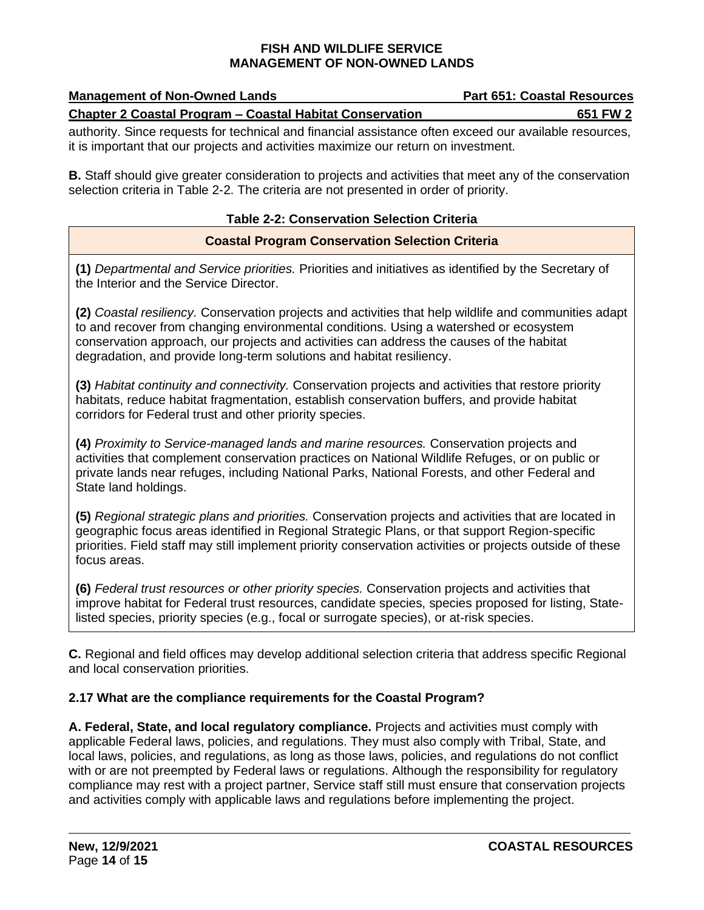authority. Since requests for technical and financial assistance often exceed our available resources, it is important that our projects and activities maximize our return on investment.

**B.** Staff should give greater consideration to projects and activities that meet any of the conservation selection criteria in Table 2-2. The criteria are not presented in order of priority.

**Table 2-2: Conservation Selection Criteria**

| Coastal Program Conservation Selection Criteria |
|---|
| **(1)** *Departmental and Service priorities.* Priorities and initiatives as identified by the Secretary of the Interior and the Service Director. |
| **(2)** *Coastal resiliency.* Conservation projects and activities that help wildlife and communities adapt to and recover from changing environmental conditions. Using a watershed or ecosystem conservation approach, our projects and activities can address the causes of the habitat degradation, and provide long-term solutions and habitat resiliency. |
| **(3)** *Habitat continuity and connectivity.* Conservation projects and activities that restore priority habitats, reduce habitat fragmentation, establish conservation buffers, and provide habitat corridors for Federal trust and other priority species. |
| **(4)** *Proximity to Service-managed lands and marine resources.* Conservation projects and activities that complement conservation practices on National Wildlife Refuges, or on public or private lands near refuges, including National Parks, National Forests, and other Federal and State land holdings. |
| **(5)** *Regional strategic plans and priorities.* Conservation projects and activities that are located in geographic focus areas identified in Regional Strategic Plans, or that support Region-specific priorities. Field staff may still implement priority conservation activities or projects outside of these focus areas. |
| **(6)** *Federal trust resources or other priority species.* Conservation projects and activities that improve habitat for Federal trust resources, candidate species, species proposed for listing, State-listed species, priority species (e.g., focal or surrogate species), or at-risk species. |

**C.** Regional and field offices may develop additional selection criteria that address specific Regional and local conservation priorities.

### 2.17 What are the compliance requirements for the Coastal Program?

**A. Federal, State, and local regulatory compliance.** Projects and activities must comply with applicable Federal laws, policies, and regulations. They must also comply with Tribal, State, and local laws, policies, and regulations, as long as those laws, policies, and regulations do not conflict with or are not preempted by Federal laws or regulations. Although the responsibility for regulatory compliance may rest with a project partner, Service staff still must ensure that conservation projects and activities comply with applicable laws and regulations before implementing the project.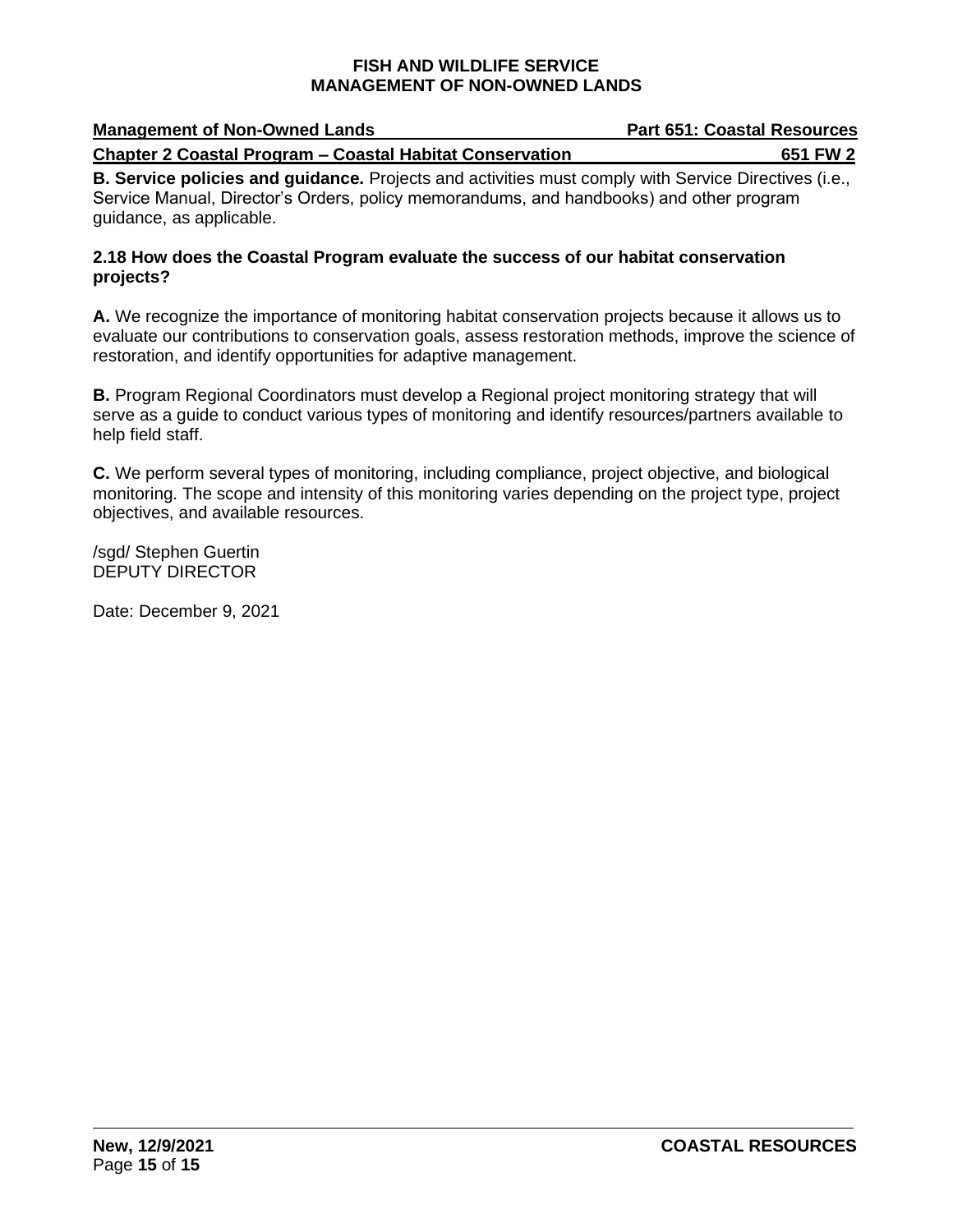**B. Service policies and guidance.** Projects and activities must comply with Service Directives (i.e., Service Manual, Director's Orders, policy memorandums, and handbooks) and other program guidance, as applicable.

### 2.18 How does the Coastal Program evaluate the success of our habitat conservation projects?

**A.** We recognize the importance of monitoring habitat conservation projects because it allows us to evaluate our contributions to conservation goals, assess restoration methods, improve the science of restoration, and identify opportunities for adaptive management.

**B.** Program Regional Coordinators must develop a Regional project monitoring strategy that will serve as a guide to conduct various types of monitoring and identify resources/partners available to help field staff.

**C.** We perform several types of monitoring, including compliance, project objective, and biological monitoring. The scope and intensity of this monitoring varies depending on the project type, project objectives, and available resources.

/sgd/ Stephen Guertin
DEPUTY DIRECTOR

Date: December 9, 2021